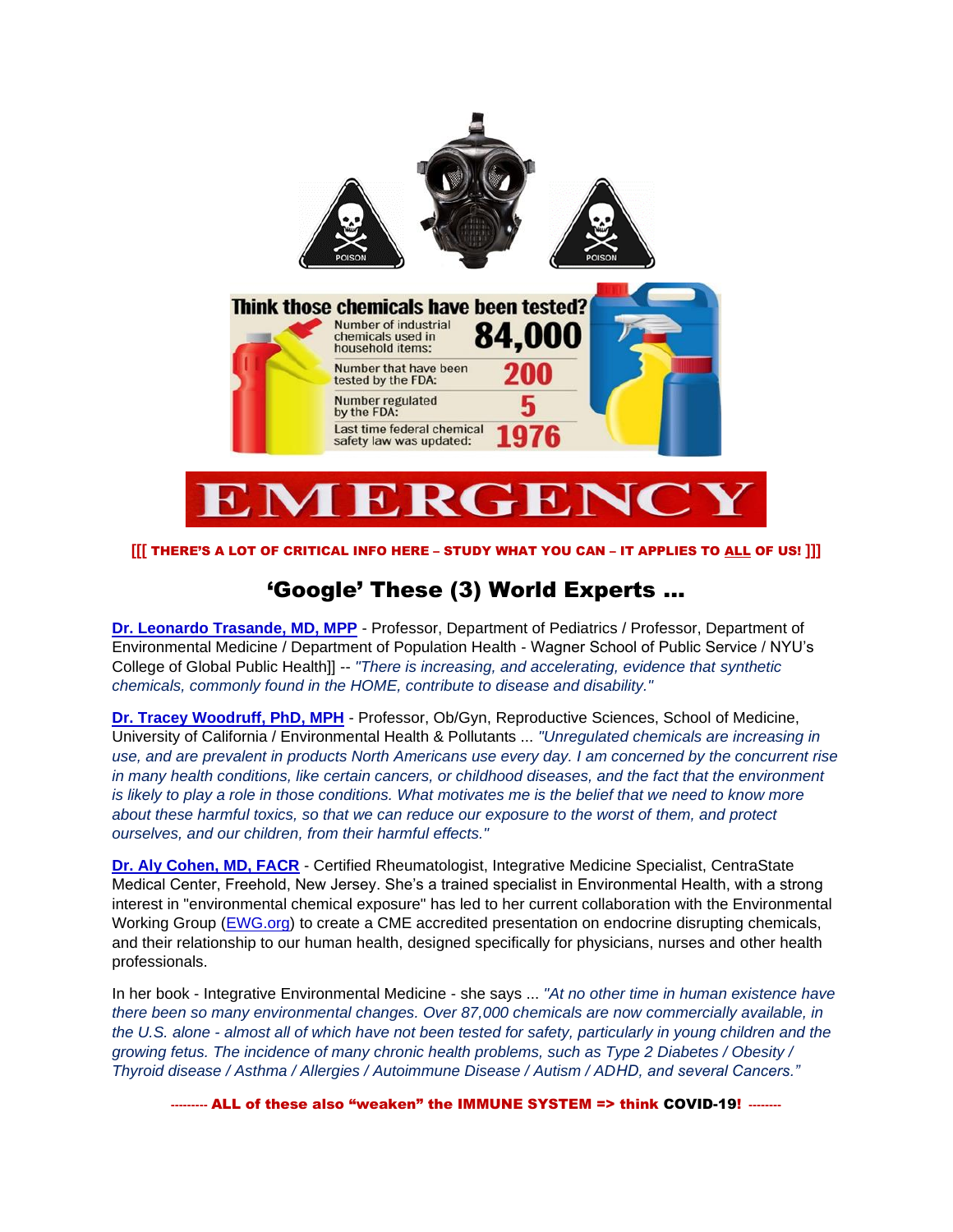Think those chemicals have been tested?

| | |
|---|---|
| Number of industrial chemicals used in household items: | 84,000 |
| Number that have been tested by the FDA: | 200 |
| Number regulated by the FDA: | 5 |
| Last time federal chemical safety law was updated: | 1976 |

# EMERGENCY

**[[[ THERE'S A LOT OF CRITICAL INFO HERE – STUDY WHAT YOU CAN – IT APPLIES TO ALL OF US! ]]]**

## 'Google' These (3) World Experts ...

**Dr. Leonardo Trasande, MD, MPP** - Professor, Department of Pediatrics / Professor, Department of Environmental Medicine / Department of Population Health - Wagner School of Public Service / NYU's College of Global Public Health]] -- *"There is increasing, and accelerating, evidence that synthetic chemicals, commonly found in the HOME, contribute to disease and disability."*

**Dr. Tracey Woodruff, PhD, MPH** - Professor, Ob/Gyn, Reproductive Sciences, School of Medicine, University of California / Environmental Health & Pollutants ... *"Unregulated chemicals are increasing in use, and are prevalent in products North Americans use every day. I am concerned by the concurrent rise in many health conditions, like certain cancers, or childhood diseases, and the fact that the environment is likely to play a role in those conditions. What motivates me is the belief that we need to know more about these harmful toxics, so that we can reduce our exposure to the worst of them, and protect ourselves, and our children, from their harmful effects."*

**Dr. Aly Cohen, MD, FACR** - Certified Rheumatologist, Integrative Medicine Specialist, CentraState Medical Center, Freehold, New Jersey. She's a trained specialist in Environmental Health, with a strong interest in "environmental chemical exposure" has led to her current collaboration with the Environmental Working Group (EWG.org) to create a CME accredited presentation on endocrine disrupting chemicals, and their relationship to our human health, designed specifically for physicians, nurses and other health professionals.

In her book - Integrative Environmental Medicine - she says ... *"At no other time in human existence have there been so many environmental changes. Over 87,000 chemicals are now commercially available, in the U.S. alone - almost all of which have not been tested for safety, particularly in young children and the growing fetus. The incidence of many chronic health problems, such as Type 2 Diabetes / Obesity / Thyroid disease / Asthma / Allergies / Autoimmune Disease / Autism / ADHD, and several Cancers."*

**--------- ALL of these also "weaken" the IMMUNE SYSTEM => think COVID-19! --------**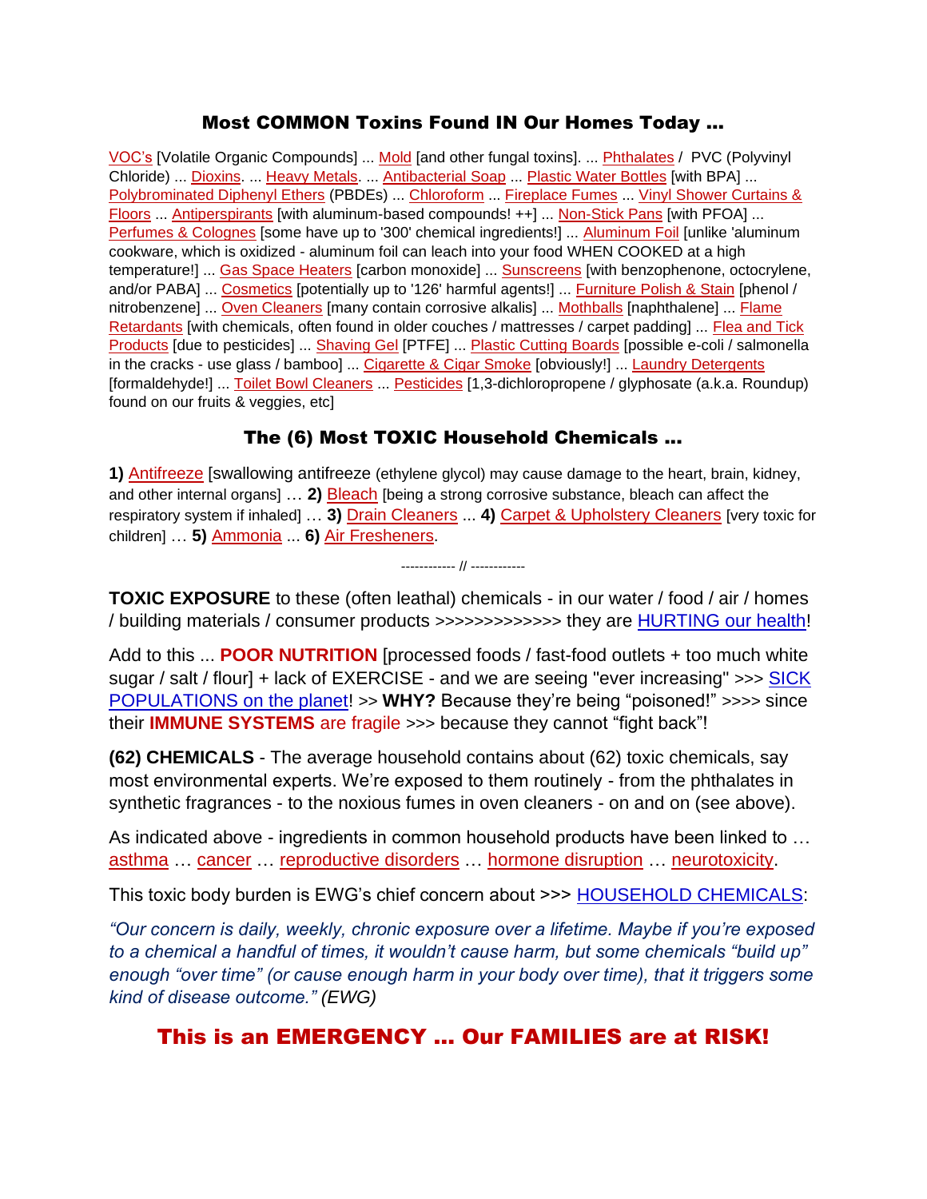## Most COMMON Toxins Found IN Our Homes Today ...

VOC's [Volatile Organic Compounds] ... Mold [and other fungal toxins]. ... Phthalates / PVC (Polyvinyl Chloride) ... Dioxins. ... Heavy Metals. ... Antibacterial Soap ... Plastic Water Bottles [with BPA] ... Polybrominated Diphenyl Ethers (PBDEs) ... Chloroform ... Fireplace Fumes ... Vinyl Shower Curtains & Floors ... Antiperspirants [with aluminum-based compounds! ++] ... Non-Stick Pans [with PFOA] ... Perfumes & Colognes [some have up to '300' chemical ingredients!] ... Aluminum Foil [unlike 'aluminum cookware, which is oxidized - aluminum foil can leach into your food WHEN COOKED at a high temperature!] ... Gas Space Heaters [carbon monoxide] ... Sunscreens [with benzophenone, octocrylene, and/or PABA] ... Cosmetics [potentially up to '126' harmful agents!] ... Furniture Polish & Stain [phenol / nitrobenzene] ... Oven Cleaners [many contain corrosive alkalis] ... Mothballs [naphthalene] ... Flame Retardants [with chemicals, often found in older couches / mattresses / carpet padding] ... Flea and Tick Products [due to pesticides] ... Shaving Gel [PTFE] ... Plastic Cutting Boards [possible e-coli / salmonella in the cracks - use glass / bamboo] ... Cigarette & Cigar Smoke [obviously!] ... Laundry Detergents [formaldehyde!] ... Toilet Bowl Cleaners ... Pesticides [1,3-dichloropropene / glyphosate (a.k.a. Roundup) found on our fruits & veggies, etc]

## The (6) Most TOXIC Household Chemicals ...

**1)** Antifreeze [swallowing antifreeze (ethylene glycol) may cause damage to the heart, brain, kidney, and other internal organs] … **2)** Bleach [being a strong corrosive substance, bleach can affect the respiratory system if inhaled] … **3)** Drain Cleaners ... **4)** Carpet & Upholstery Cleaners [very toxic for children] … **5)** Ammonia ... **6)** Air Fresheners.

------------ // ------------

**TOXIC EXPOSURE** to these (often leathal) chemicals - in our water / food / air / homes / building materials / consumer products >>>>>>>>>>>>> they are HURTING our health!

Add to this ... **POOR NUTRITION** [processed foods / fast-food outlets + too much white sugar / salt / flour] + lack of EXERCISE - and we are seeing "ever increasing" >>> SICK POPULATIONS on the planet! >> **WHY?** Because they're being "poisoned!" >>>> since their **IMMUNE SYSTEMS** are fragile >>> because they cannot "fight back"!

**(62) CHEMICALS** - The average household contains about (62) toxic chemicals, say most environmental experts. We're exposed to them routinely - from the phthalates in synthetic fragrances - to the noxious fumes in oven cleaners - on and on (see above).

As indicated above - ingredients in common household products have been linked to … asthma … cancer … reproductive disorders … hormone disruption … neurotoxicity.

This toxic body burden is EWG's chief concern about >>> HOUSEHOLD CHEMICALS:

*"Our concern is daily, weekly, chronic exposure over a lifetime. Maybe if you're exposed to a chemical a handful of times, it wouldn't cause harm, but some chemicals "build up" enough "over time" (or cause enough harm in your body over time), that it triggers some kind of disease outcome." (EWG)*

## This is an EMERGENCY ... Our FAMILIES are at RISK!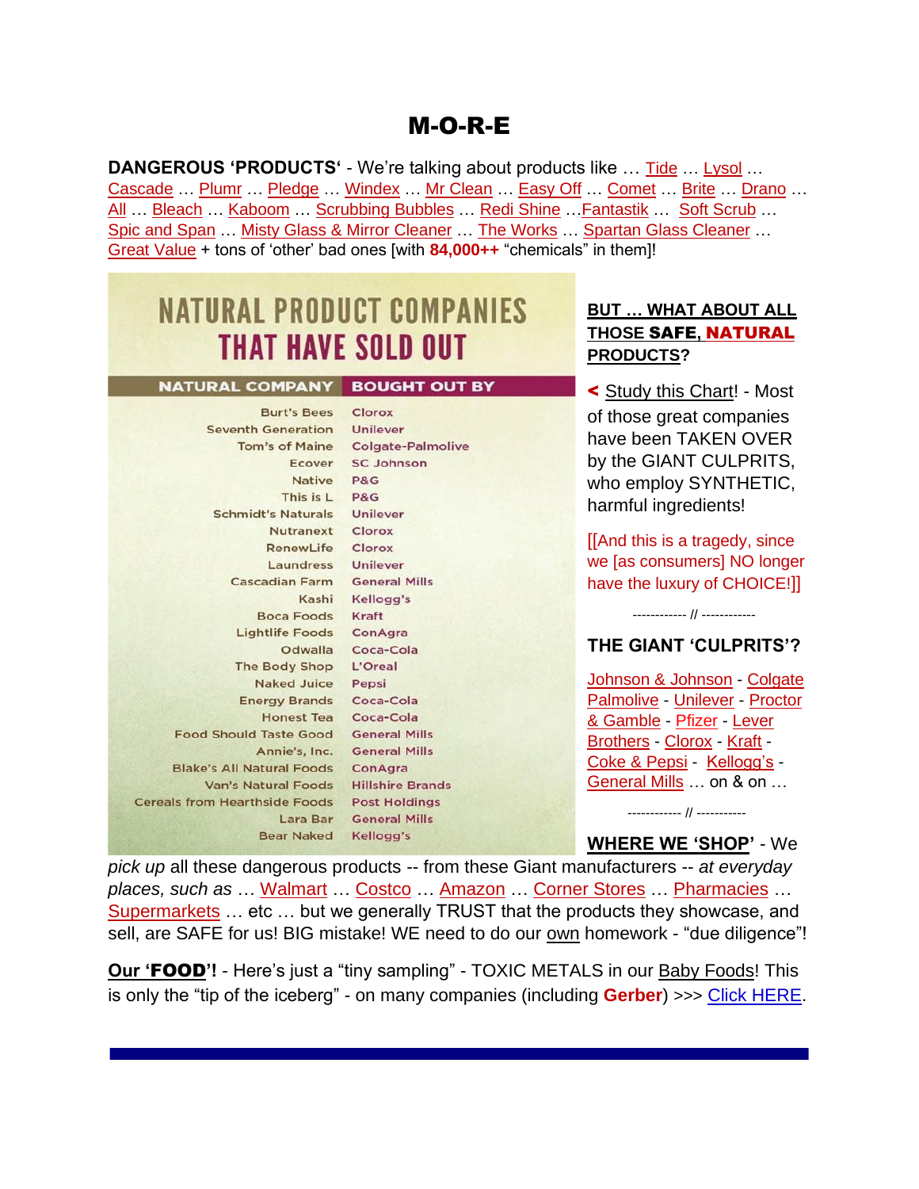# M-O-R-E

**DANGEROUS 'PRODUCTS'** - We're talking about products like … Tide … Lysol … Cascade … Plumr … Pledge … Windex … Mr Clean … Easy Off … Comet … Brite … Drano … All … Bleach … Kaboom … Scrubbing Bubbles … Redi Shine …Fantastik … Soft Scrub … Spic and Span … Misty Glass & Mirror Cleaner … The Works … Spartan Glass Cleaner … Great Value + tons of 'other' bad ones [with **84,000++** "chemicals" in them]!

## NATURAL PRODUCT COMPANIES THAT HAVE SOLD OUT

| NATURAL COMPANY | BOUGHT OUT BY |
|---|---|
| Burt's Bees | Clorox |
| Seventh Generation | Unilever |
| Tom's of Maine | Colgate-Palmolive |
| Ecover | SC Johnson |
| Native | P&G |
| This is L | P&G |
| Schmidt's Naturals | Unilever |
| Nutranext | Clorox |
| RenewLife | Clorox |
| Laundress | Unilever |
| Cascadian Farm | General Mills |
| Kashi | Kellogg's |
| Boca Foods | Kraft |
| Lightlife Foods | ConAgra |
| Odwalla | Coca-Cola |
| The Body Shop | L'Oreal |
| Naked Juice | Pepsi |
| Energy Brands | Coca-Cola |
| Honest Tea | Coca-Cola |
| Food Should Taste Good | General Mills |
| Annie's, Inc. | General Mills |
| Blake's All Natural Foods | ConAgra |
| Van's Natural Foods | Hillshire Brands |
| Cereals from Hearthside Foods | Post Holdings |
| Lara Bar | General Mills |
| Bear Naked | Kellogg's |

**BUT … WHAT ABOUT ALL THOSE SAFE, NATURAL PRODUCTS?**

**<** Study this Chart! - Most of those great companies have been TAKEN OVER by the GIANT CULPRITS, who employ SYNTHETIC, harmful ingredients!

[[And this is a tragedy, since we [as consumers] NO longer have the luxury of CHOICE!]]

------------ // ------------

**THE GIANT 'CULPRITS'?**

Johnson & Johnson - Colgate Palmolive - Unilever - Proctor & Gamble - Pfizer - Lever Brothers - Clorox - Kraft - Coke & Pepsi - Kellogg's - General Mills … on & on …

------------ // -----------

**WHERE WE 'SHOP'** - We *pick up* all these dangerous products -- from these Giant manufacturers -- *at everyday places, such as* … Walmart … Costco … Amazon … Corner Stores … Pharmacies … Supermarkets … etc … but we generally TRUST that the products they showcase, and sell, are SAFE for us! BIG mistake! WE need to do our own homework - "due diligence"!

**Our 'FOOD'!** - Here's just a "tiny sampling" - TOXIC METALS in our Baby Foods! This is only the "tip of the iceberg" - on many companies (including **Gerber**) >>> Click HERE.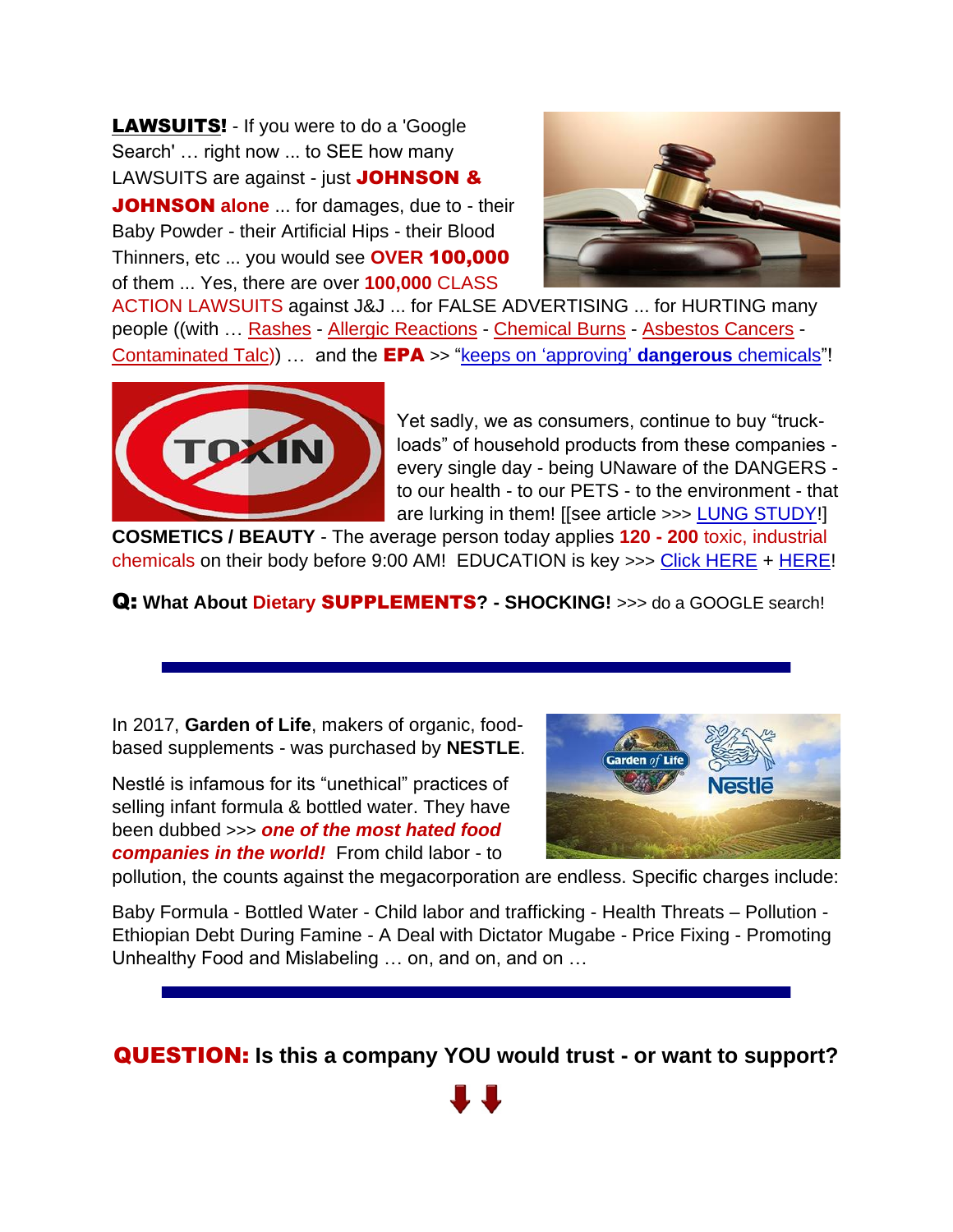**LAWSUITS!** - If you were to do a 'Google Search' … right now ... to SEE how many LAWSUITS are against - just **JOHNSON & JOHNSON alone** ... for damages, due to - their Baby Powder - their Artificial Hips - their Blood Thinners, etc ... you would see **OVER 100,000** of them ... Yes, there are over **100,000** CLASS ACTION LAWSUITS against J&J ... for FALSE ADVERTISING ... for HURTING many people ((with … Rashes - Allergic Reactions - Chemical Burns - Asbestos Cancers - Contaminated Talc)) … and the **EPA** >> "keeps on 'approving' **dangerous** chemicals"!

Yet sadly, we as consumers, continue to buy "truck-loads" of household products from these companies - every single day - being UNaware of the DANGERS - to our health - to our PETS - to the environment - that are lurking in them! [[see article >>> LUNG STUDY!]

**COSMETICS / BEAUTY** - The average person today applies **120 - 200** toxic, industrial chemicals on their body before 9:00 AM! EDUCATION is key >>> Click HERE + HERE!

**Q: What About Dietary SUPPLEMENTS? - SHOCKING!** >>> do a GOOGLE search!

---

In 2017, **Garden of Life**, makers of organic, food-based supplements - was purchased by **NESTLE**.

Nestlé is infamous for its "unethical" practices of selling infant formula & bottled water. They have been dubbed >>> ***one of the most hated food companies in the world!*** From child labor - to pollution, the counts against the megacorporation are endless. Specific charges include:

Baby Formula - Bottled Water - Child labor and trafficking - Health Threats – Pollution - Ethiopian Debt During Famine - A Deal with Dictator Mugabe - Price Fixing - Promoting Unhealthy Food and Mislabeling … on, and on, and on …

---

**QUESTION: Is this a company YOU would trust - or want to support?**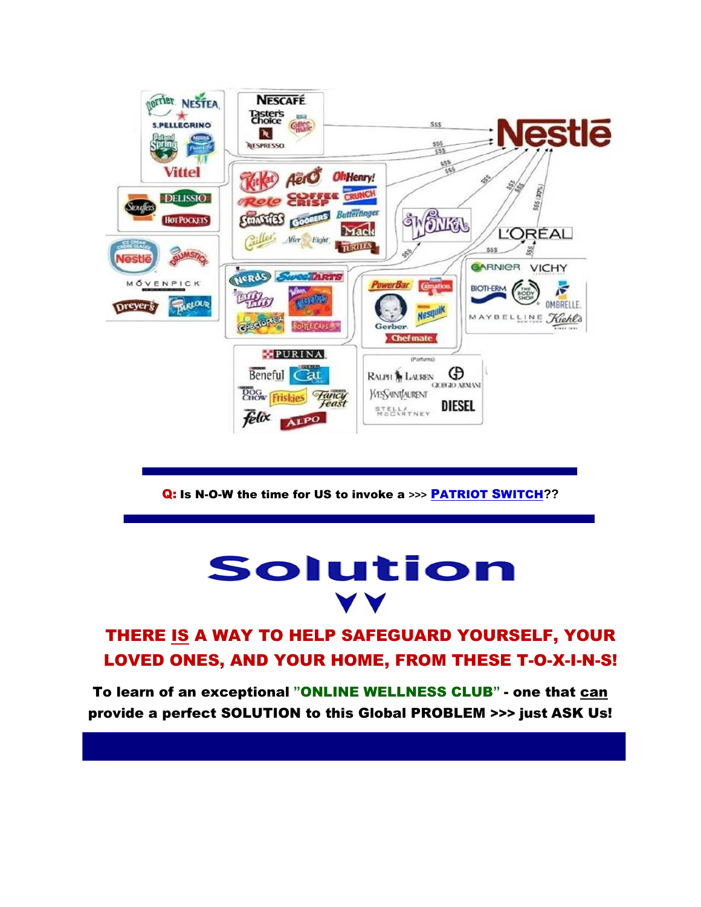**Q:** **Is N-O-W the time for US to invoke a >>> PATRIOT SWITCH??**

# Solution

**THERE IS A WAY TO HELP SAFEGUARD YOURSELF, YOUR LOVED ONES, AND YOUR HOME, FROM THESE T-O-X-I-N-S!**

**To learn of an exceptional "ONLINE WELLNESS CLUB" - one that can provide a perfect SOLUTION to this Global PROBLEM >>> just ASK Us!**